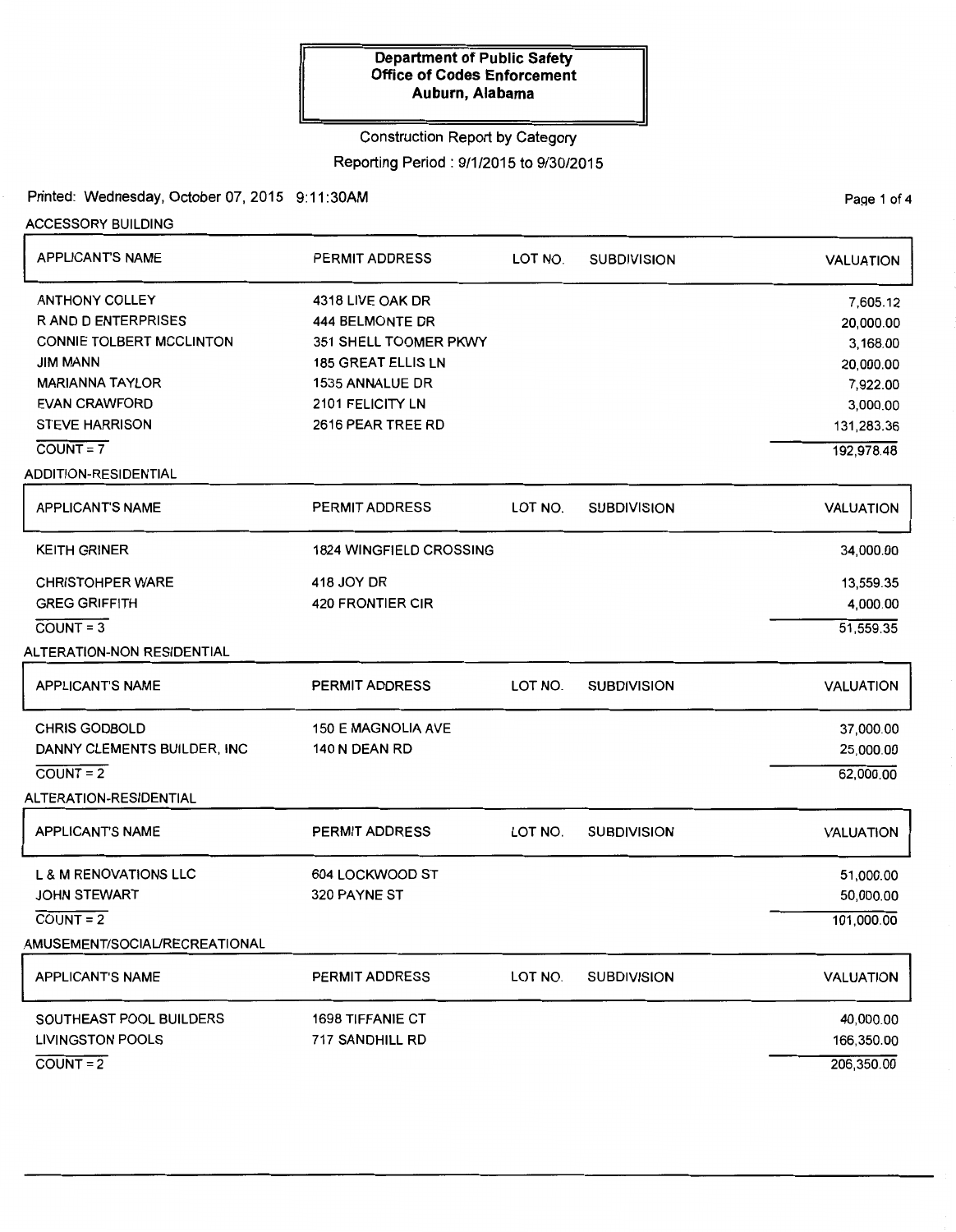**Department of Public Safety**
**Office of Codes Enforcement**
**Auburn, Alabama**

Construction Report by Category

Reporting Period : 9/1/2015 to 9/30/2015

Printed: Wednesday, October 07, 2015 9:11:30AM

## ACCESSORY BUILDING

| APPLICANT'S NAME | PERMIT ADDRESS | LOT NO. | SUBDIVISION | VALUATION |
|---|---|---|---|---|
| ANTHONY COLLEY | 4318 LIVE OAK DR | | | 7,605.12 |
| R AND D ENTERPRISES | 444 BELMONTE DR | | | 20,000.00 |
| CONNIE TOLBERT MCCLINTON | 351 SHELL TOOMER PKWY | | | 3,168.00 |
| JIM MANN | 185 GREAT ELLIS LN | | | 20,000.00 |
| MARIANNA TAYLOR | 1535 ANNALUE DR | | | 7,922.00 |
| EVAN CRAWFORD | 2101 FELICITY LN | | | 3,000.00 |
| STEVE HARRISON | 2616 PEAR TREE RD | | | 131,283.36 |
| COUNT = 7 | | | | 192,978.48 |

## ADDITION-RESIDENTIAL

| APPLICANT'S NAME | PERMIT ADDRESS | LOT NO. | SUBDIVISION | VALUATION |
|---|---|---|---|---|
| KEITH GRINER | 1824 WINGFIELD CROSSING | | | 34,000.00 |
| CHRISTOHPER WARE | 418 JOY DR | | | 13,559.35 |
| GREG GRIFFITH | 420 FRONTIER CIR | | | 4,000.00 |
| COUNT = 3 | | | | 51,559.35 |

## ALTERATION-NON RESIDENTIAL

| APPLICANT'S NAME | PERMIT ADDRESS | LOT NO. | SUBDIVISION | VALUATION |
|---|---|---|---|---|
| CHRIS GODBOLD | 150 E MAGNOLIA AVE | | | 37,000.00 |
| DANNY CLEMENTS BUILDER, INC | 140 N DEAN RD | | | 25,000.00 |
| COUNT = 2 | | | | 62,000.00 |

## ALTERATION-RESIDENTIAL

| APPLICANT'S NAME | PERMIT ADDRESS | LOT NO. | SUBDIVISION | VALUATION |
|---|---|---|---|---|
| L & M RENOVATIONS LLC | 604 LOCKWOOD ST | | | 51,000.00 |
| JOHN STEWART | 320 PAYNE ST | | | 50,000.00 |
| COUNT = 2 | | | | 101,000.00 |

## AMUSEMENT/SOCIAL/RECREATIONAL

| APPLICANT'S NAME | PERMIT ADDRESS | LOT NO. | SUBDIVISION | VALUATION |
|---|---|---|---|---|
| SOUTHEAST POOL BUILDERS | 1698 TIFFANIE CT | | | 40,000.00 |
| LIVINGSTON POOLS | 717 SANDHILL RD | | | 166,350.00 |
| COUNT = 2 | | | | 206,350.00 |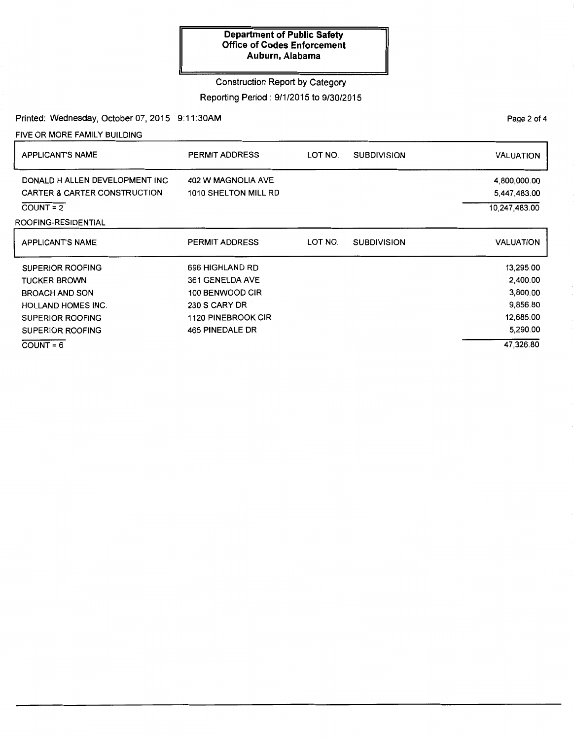# Department of Public Safety
## Office of Codes Enforcement
### Auburn, Alabama

Construction Report by Category

Reporting Period : 9/1/2015 to 9/30/2015

Printed: Wednesday, October 07, 2015 9:11:30AM

FIVE OR MORE FAMILY BUILDING

| APPLICANT'S NAME | PERMIT ADDRESS | LOT NO. | SUBDIVISION | VALUATION |
|---|---|---|---|---|
| DONALD H ALLEN DEVELOPMENT INC | 402 W MAGNOLIA AVE | | | 4,800,000.00 |
| CARTER & CARTER CONSTRUCTION | 1010 SHELTON MILL RD | | | 5,447,483.00 |
| COUNT = 2 | | | | 10,247,483.00 |

ROOFING-RESIDENTIAL

| APPLICANT'S NAME | PERMIT ADDRESS | LOT NO. | SUBDIVISION | VALUATION |
|---|---|---|---|---|
| SUPERIOR ROOFING | 696 HIGHLAND RD | | | 13,295.00 |
| TUCKER BROWN | 361 GENELDA AVE | | | 2,400.00 |
| BROACH AND SON | 100 BENWOOD CIR | | | 3,800.00 |
| HOLLAND HOMES INC. | 230 S CARY DR | | | 9,856.80 |
| SUPERIOR ROOFING | 1120 PINEBROOK CIR | | | 12,685.00 |
| SUPERIOR ROOFING | 465 PINEDALE DR | | | 5,290.00 |
| COUNT = 6 | | | | 47,326.80 |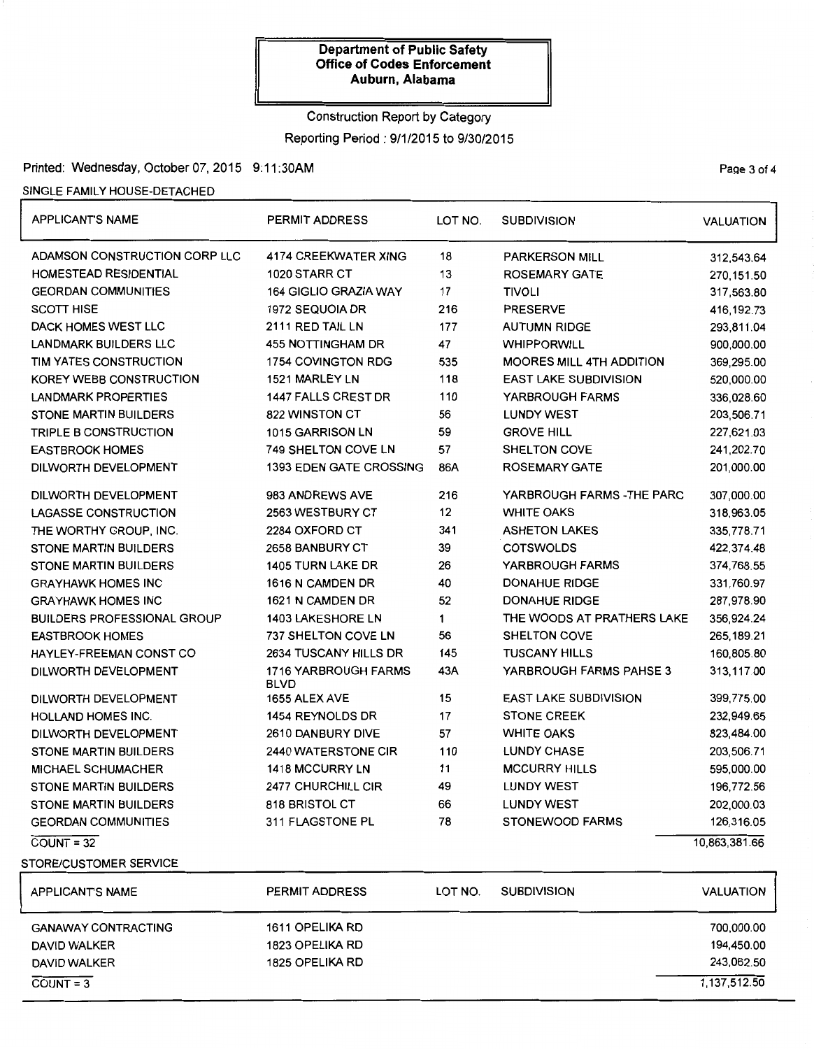**Department of Public Safety**
**Office of Codes Enforcement**
**Auburn, Alabama**

Construction Report by Category

Reporting Period : 9/1/2015 to 9/30/2015

Printed: Wednesday, October 07, 2015 9:11:30AM

SINGLE FAMILY HOUSE-DETACHED

| APPLICANT'S NAME | PERMIT ADDRESS | LOT NO. | SUBDIVISION | VALUATION |
|---|---|---|---|---|
| ADAMSON CONSTRUCTION CORP LLC | 4174 CREEKWATER XING | 18 | PARKERSON MILL | 312,543.64 |
| HOMESTEAD RESIDENTIAL | 1020 STARR CT | 13 | ROSEMARY GATE | 270,151.50 |
| GEORDAN COMMUNITIES | 164 GIGLIO GRAZIA WAY | 17 | TIVOLI | 317,563.80 |
| SCOTT HISE | 1972 SEQUOIA DR | 216 | PRESERVE | 416,192.73 |
| DACK HOMES WEST LLC | 2111 RED TAIL LN | 177 | AUTUMN RIDGE | 293,811.04 |
| LANDMARK BUILDERS LLC | 455 NOTTINGHAM DR | 47 | WHIPPORWILL | 900,000.00 |
| TIM YATES CONSTRUCTION | 1754 COVINGTON RDG | 535 | MOORES MILL 4TH ADDITION | 369,295.00 |
| KOREY WEBB CONSTRUCTION | 1521 MARLEY LN | 118 | EAST LAKE SUBDIVISION | 520,000.00 |
| LANDMARK PROPERTIES | 1447 FALLS CREST DR | 110 | YARBROUGH FARMS | 336,028.60 |
| STONE MARTIN BUILDERS | 822 WINSTON CT | 56 | LUNDY WEST | 203,506.71 |
| TRIPLE B CONSTRUCTION | 1015 GARRISON LN | 59 | GROVE HILL | 227,621.03 |
| EASTBROOK HOMES | 749 SHELTON COVE LN | 57 | SHELTON COVE | 241,202.70 |
| DILWORTH DEVELOPMENT | 1393 EDEN GATE CROSSING | 86A | ROSEMARY GATE | 201,000.00 |
| DILWORTH DEVELOPMENT | 983 ANDREWS AVE | 216 | YARBROUGH FARMS -THE PARC | 307,000.00 |
| LAGASSE CONSTRUCTION | 2563 WESTBURY CT | 12 | WHITE OAKS | 318,963.05 |
| THE WORTHY GROUP, INC. | 2284 OXFORD CT | 341 | ASHETON LAKES | 335,778.71 |
| STONE MARTIN BUILDERS | 2658 BANBURY CT | 39 | COTSWOLDS | 422,374.48 |
| STONE MARTIN BUILDERS | 1405 TURN LAKE DR | 26 | YARBROUGH FARMS | 374,768.55 |
| GRAYHAWK HOMES INC | 1616 N CAMDEN DR | 40 | DONAHUE RIDGE | 331,760.97 |
| GRAYHAWK HOMES INC | 1621 N CAMDEN DR | 52 | DONAHUE RIDGE | 287,978.90 |
| BUILDERS PROFESSIONAL GROUP | 1403 LAKESHORE LN | 1 | THE WOODS AT PRATHERS LAKE | 356,924.24 |
| EASTBROOK HOMES | 737 SHELTON COVE LN | 56 | SHELTON COVE | 265,189.21 |
| HAYLEY-FREEMAN CONST CO | 2634 TUSCANY HILLS DR | 145 | TUSCANY HILLS | 160,805.80 |
| DILWORTH DEVELOPMENT | 1716 YARBROUGH FARMS BLVD | 43A | YARBROUGH FARMS PAHSE 3 | 313,117.00 |
| DILWORTH DEVELOPMENT | 1655 ALEX AVE | 15 | EAST LAKE SUBDIVISION | 399,775.00 |
| HOLLAND HOMES INC. | 1454 REYNOLDS DR | 17 | STONE CREEK | 232,949.65 |
| DILWORTH DEVELOPMENT | 2610 DANBURY DIVE | 57 | WHITE OAKS | 823,484.00 |
| STONE MARTIN BUILDERS | 2440 WATERSTONE CIR | 110 | LUNDY CHASE | 203,506.71 |
| MICHAEL SCHUMACHER | 1418 MCCURRY LN | 11 | MCCURRY HILLS | 595,000.00 |
| STONE MARTIN BUILDERS | 2477 CHURCHILL CIR | 49 | LUNDY WEST | 196,772.56 |
| STONE MARTIN BUILDERS | 818 BRISTOL CT | 66 | LUNDY WEST | 202,000.03 |
| GEORDAN COMMUNITIES | 311 FLAGSTONE PL | 78 | STONEWOOD FARMS | 126,316.05 |
| COUNT = 32 | | | | 10,863,381.66 |

STORE/CUSTOMER SERVICE

| APPLICANT'S NAME | PERMIT ADDRESS | LOT NO. | SUBDIVISION | VALUATION |
|---|---|---|---|---|
| GANAWAY CONTRACTING | 1611 OPELIKA RD | | | 700,000.00 |
| DAVID WALKER | 1823 OPELIKA RD | | | 194,450.00 |
| DAVID WALKER | 1825 OPELIKA RD | | | 243,062.50 |
| COUNT = 3 | | | | 1,137,512.50 |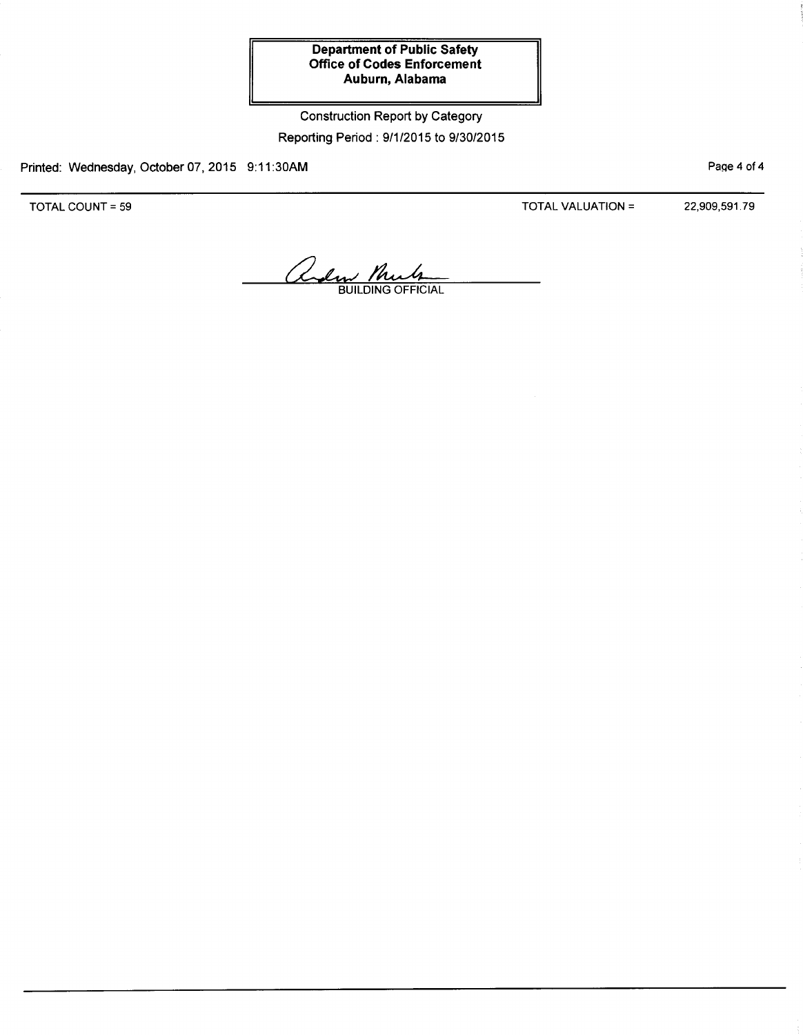**Department of Public Safety**
**Office of Codes Enforcement**
**Auburn, Alabama**

Construction Report by Category

Reporting Period : 9/1/2015 to 9/30/2015

Printed: Wednesday, October 07, 2015 9:11:30AM

TOTAL COUNT = 59

TOTAL VALUATION = 22,909,591.79

BUILDING OFFICIAL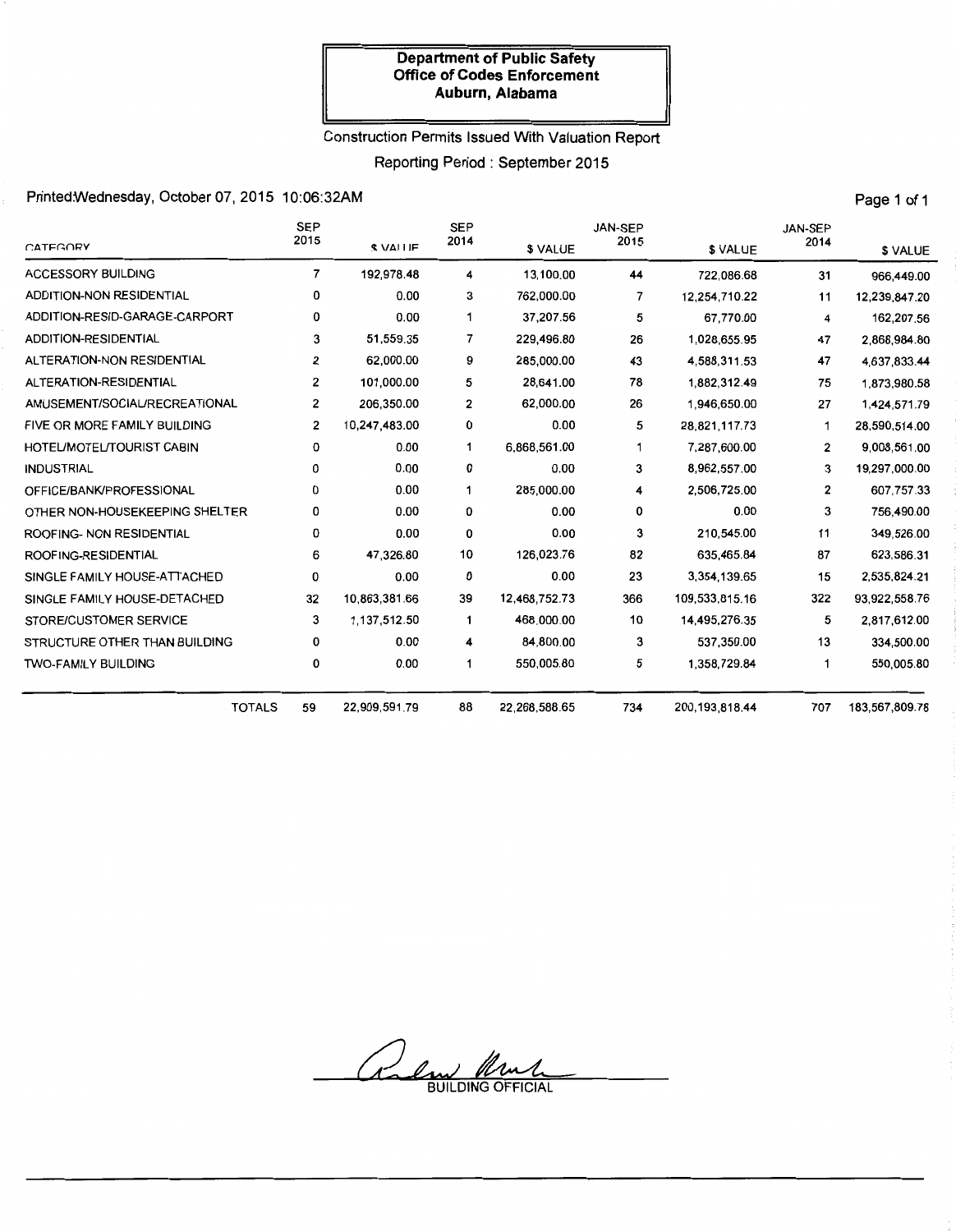**Department of Public Safety**
**Office of Codes Enforcement**
**Auburn, Alabama**

Construction Permits Issued With Valuation Report

Reporting Period : September 2015

Printed:Wednesday, October 07, 2015 10:06:32AM

| CATEGORY | SEP 2015 | $ VALUE | SEP 2014 | $ VALUE | JAN-SEP 2015 | $ VALUE | JAN-SEP 2014 | $ VALUE |
|---|---|---|---|---|---|---|---|---|
| ACCESSORY BUILDING | 7 | 192,978.48 | 4 | 13,100.00 | 44 | 722,086.68 | 31 | 966,449.00 |
| ADDITION-NON RESIDENTIAL | 0 | 0.00 | 3 | 762,000.00 | 7 | 12,254,710.22 | 11 | 12,239,847.20 |
| ADDITION-RESID-GARAGE-CARPORT | 0 | 0.00 | 1 | 37,207.56 | 5 | 67,770.00 | 4 | 162,207.56 |
| ADDITION-RESIDENTIAL | 3 | 51,559.35 | 7 | 229,496.80 | 26 | 1,028,655.95 | 47 | 2,868,984.80 |
| ALTERATION-NON RESIDENTIAL | 2 | 62,000.00 | 9 | 285,000.00 | 43 | 4,588,311.53 | 47 | 4,637,833.44 |
| ALTERATION-RESIDENTIAL | 2 | 101,000.00 | 5 | 28,641.00 | 78 | 1,882,312.49 | 75 | 1,873,980.58 |
| AMUSEMENT/SOCIAL/RECREATIONAL | 2 | 206,350.00 | 2 | 62,000.00 | 26 | 1,946,650.00 | 27 | 1,424,571.79 |
| FIVE OR MORE FAMILY BUILDING | 2 | 10,247,483.00 | 0 | 0.00 | 5 | 28,821,117.73 | 1 | 28,590,514.00 |
| HOTEL/MOTEL/TOURIST CABIN | 0 | 0.00 | 1 | 6,868,561.00 | 1 | 7,287,600.00 | 2 | 9,008,561.00 |
| INDUSTRIAL | 0 | 0.00 | 0 | 0.00 | 3 | 8,962,557.00 | 3 | 19,297,000.00 |
| OFFICE/BANK/PROFESSIONAL | 0 | 0.00 | 1 | 285,000.00 | 4 | 2,506,725.00 | 2 | 607,757.33 |
| OTHER NON-HOUSEKEEPING SHELTER | 0 | 0.00 | 0 | 0.00 | 0 | 0.00 | 3 | 756,490.00 |
| ROOFING- NON RESIDENTIAL | 0 | 0.00 | 0 | 0.00 | 3 | 210,545.00 | 11 | 349,526.00 |
| ROOFING-RESIDENTIAL | 6 | 47,326.80 | 10 | 126,023.76 | 82 | 635,465.84 | 87 | 623,586.31 |
| SINGLE FAMILY HOUSE-ATTACHED | 0 | 0.00 | 0 | 0.00 | 23 | 3,354,139.65 | 15 | 2,535,824.21 |
| SINGLE FAMILY HOUSE-DETACHED | 32 | 10,863,381.66 | 39 | 12,468,752.73 | 366 | 109,533,815.16 | 322 | 93,922,558.76 |
| STORE/CUSTOMER SERVICE | 3 | 1,137,512.50 | 1 | 468,000.00 | 10 | 14,495,276.35 | 5 | 2,817,612.00 |
| STRUCTURE OTHER THAN BUILDING | 0 | 0.00 | 4 | 84,800.00 | 3 | 537,350.00 | 13 | 334,500.00 |
| TWO-FAMILY BUILDING | 0 | 0.00 | 1 | 550,005.80 | 5 | 1,358,729.84 | 1 | 550,005.80 |
| TOTALS | 59 | 22,909,591.79 | 88 | 22,268,588.65 | 734 | 200,193,818.44 | 707 | 183,567,809.78 |

BUILDING OFFICIAL